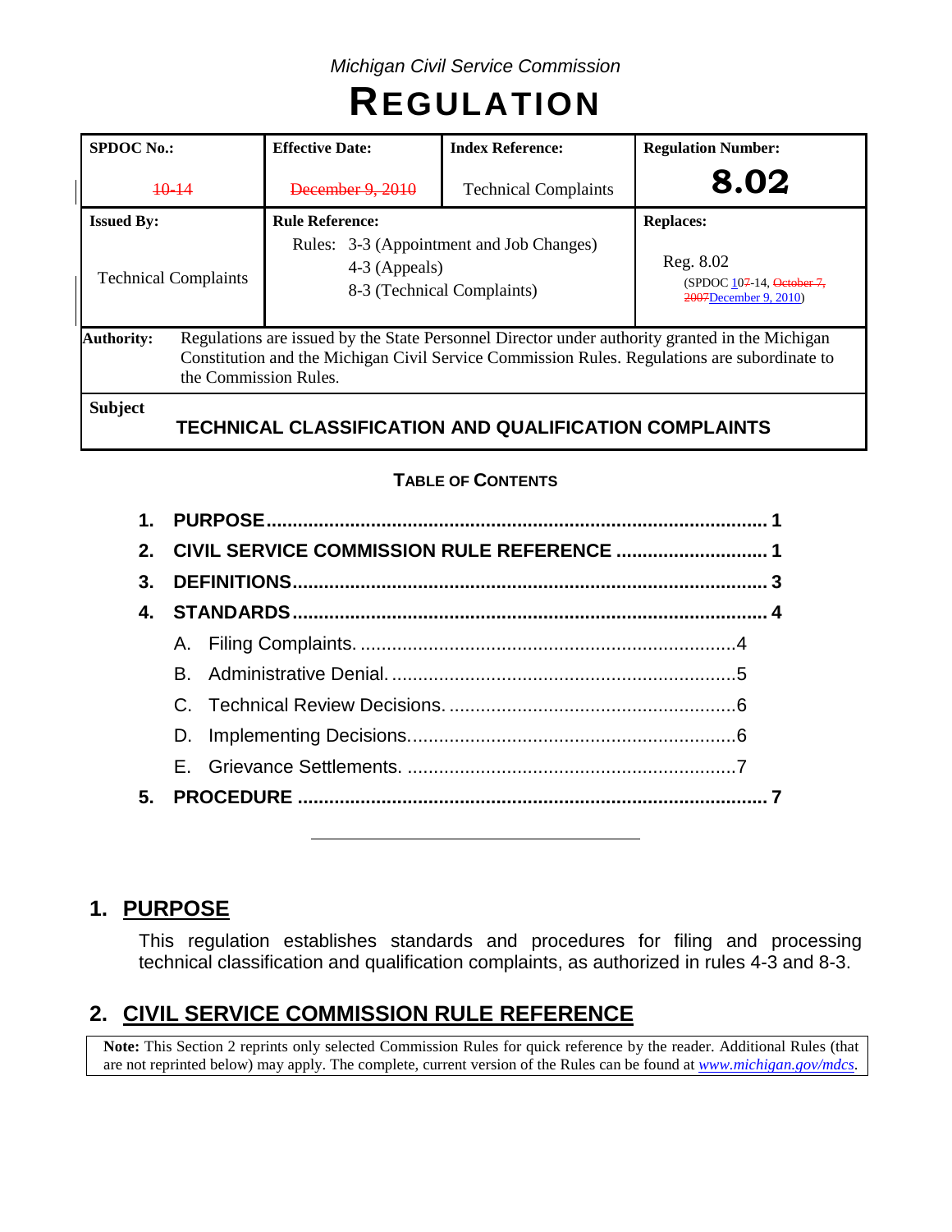*Michigan Civil Service Commission*

# REGULATION

| SPDOC No.: | Effective Date: | Index Reference: | Regulation Number: |
|---|---|---|---|
| ~~10-14~~ | ~~December 9, 2010~~ | Technical Complaints | **8.02** |
| **Issued By:** | **Rule Reference:** | | **Replaces:** |
| Technical Complaints | Rules: 3-3 (Appointment and Job Changes)<br>4-3 (Appeals)<br>8-3 (Technical Complaints) | | Reg. 8.02<br>(SPDOC 10~~7~~-14, ~~October 7, 2007~~December 9, 2010) |

**Authority:** Regulations are issued by the State Personnel Director under authority granted in the Michigan Constitution and the Michigan Civil Service Commission Rules. Regulations are subordinate to the Commission Rules.

**Subject**

**TECHNICAL CLASSIFICATION AND QUALIFICATION COMPLAINTS**

**TABLE OF CONTENTS**

1. **PURPOSE** .... 1
2. **CIVIL SERVICE COMMISSION RULE REFERENCE** .... 1
3. **DEFINITIONS** .... 3
4. **STANDARDS** .... 4
   - A. Filing Complaints. .... 4
   - B. Administrative Denial. .... 5
   - C. Technical Review Decisions. .... 6
   - D. Implementing Decisions. .... 6
   - E. Grievance Settlements. .... 7
5. **PROCEDURE** .... 7

---

## 1. PURPOSE

This regulation establishes standards and procedures for filing and processing technical classification and qualification complaints, as authorized in rules 4-3 and 8-3.

## 2. CIVIL SERVICE COMMISSION RULE REFERENCE

> **Note:** This Section 2 reprints only selected Commission Rules for quick reference by the reader. Additional Rules (that are not reprinted below) may apply. The complete, current version of the Rules can be found at *www.michigan.gov/mdcs*.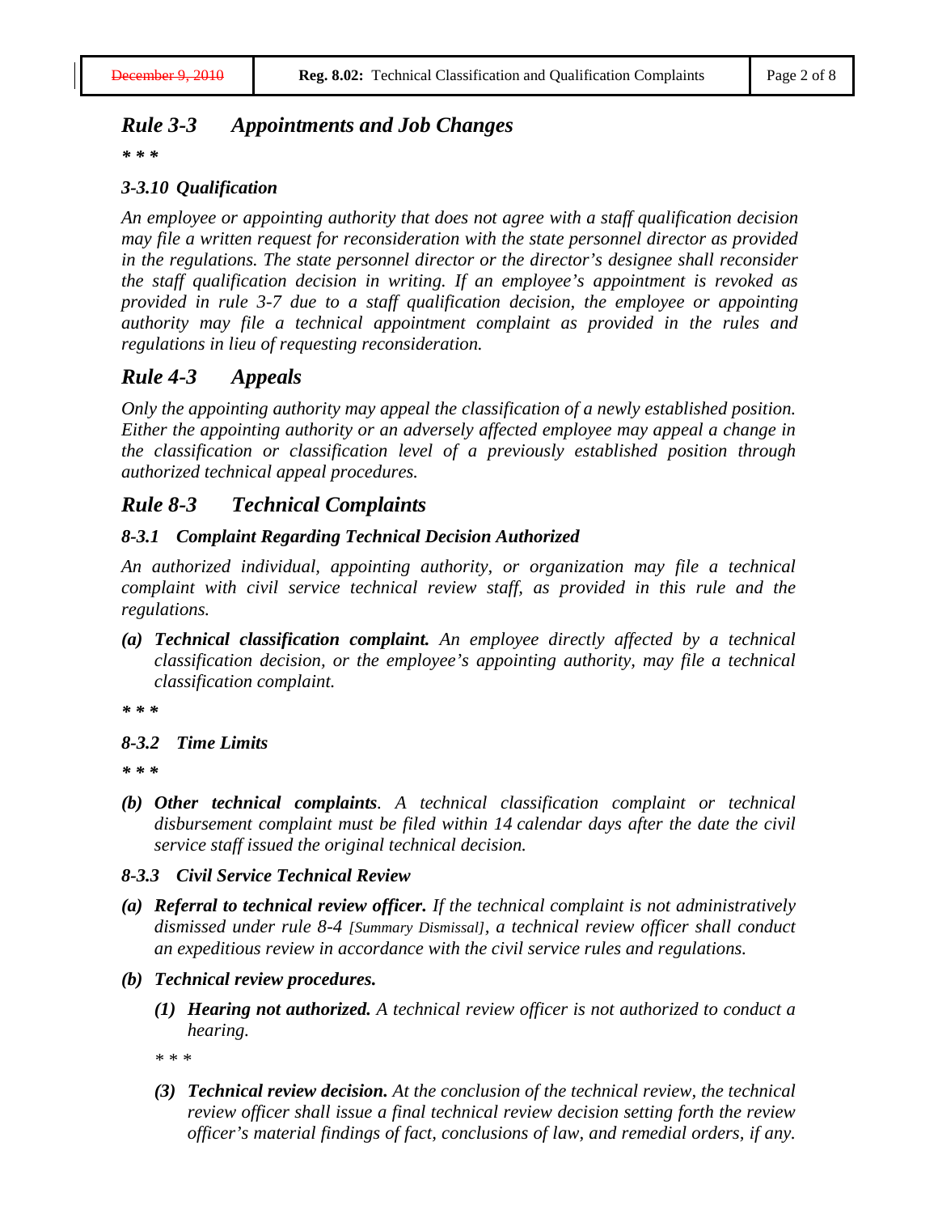## *Rule 3-3 Appointments and Job Changes*

***\* \* \****

### *3-3.10 Qualification*

*An employee or appointing authority that does not agree with a staff qualification decision may file a written request for reconsideration with the state personnel director as provided in the regulations. The state personnel director or the director's designee shall reconsider the staff qualification decision in writing. If an employee's appointment is revoked as provided in rule 3-7 due to a staff qualification decision, the employee or appointing authority may file a technical appointment complaint as provided in the rules and regulations in lieu of requesting reconsideration.*

## *Rule 4-3 Appeals*

*Only the appointing authority may appeal the classification of a newly established position. Either the appointing authority or an adversely affected employee may appeal a change in the classification or classification level of a previously established position through authorized technical appeal procedures.*

## *Rule 8-3 Technical Complaints*

### *8-3.1 Complaint Regarding Technical Decision Authorized*

*An authorized individual, appointing authority, or organization may file a technical complaint with civil service technical review staff, as provided in this rule and the regulations.*

*(a)* ***Technical classification complaint.*** *An employee directly affected by a technical classification decision, or the employee's appointing authority, may file a technical classification complaint.*

***\* \* \****

### *8-3.2 Time Limits*

***\* \* \****

*(b)* ***Other technical complaints****. A technical classification complaint or technical disbursement complaint must be filed within 14 calendar days after the date the civil service staff issued the original technical decision.*

### *8-3.3 Civil Service Technical Review*

*(a)* ***Referral to technical review officer.*** *If the technical complaint is not administratively dismissed under rule 8-4 [Summary Dismissal], a technical review officer shall conduct an expeditious review in accordance with the civil service rules and regulations.*

*(b)* ***Technical review procedures.***

*(1)* ***Hearing not authorized.*** *A technical review officer is not authorized to conduct a hearing.*

*\* \* \**

*(3)* ***Technical review decision.*** *At the conclusion of the technical review, the technical review officer shall issue a final technical review decision setting forth the review officer's material findings of fact, conclusions of law, and remedial orders, if any.*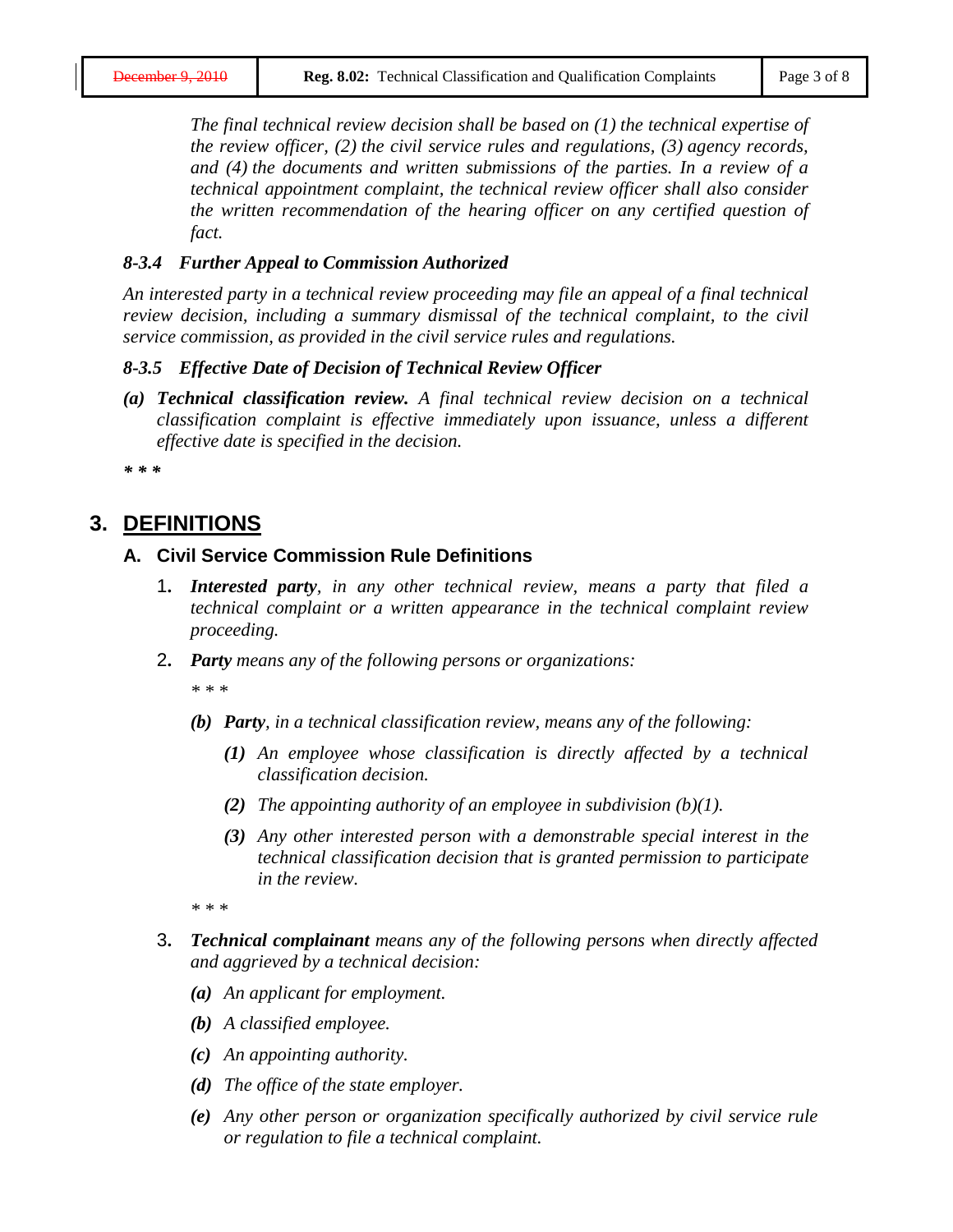*The final technical review decision shall be based on (1) the technical expertise of the review officer, (2) the civil service rules and regulations, (3) agency records, and (4) the documents and written submissions of the parties. In a review of a technical appointment complaint, the technical review officer shall also consider the written recommendation of the hearing officer on any certified question of fact.*

***8-3.4 Further Appeal to Commission Authorized***

*An interested party in a technical review proceeding may file an appeal of a final technical review decision, including a summary dismissal of the technical complaint, to the civil service commission, as provided in the civil service rules and regulations.*

***8-3.5 Effective Date of Decision of Technical Review Officer***

***(a) Technical classification review.*** *A final technical review decision on a technical classification complaint is effective immediately upon issuance, unless a different effective date is specified in the decision.*

***\* \* \****

## 3. DEFINITIONS

### A. Civil Service Commission Rule Definitions

1. ***Interested party****, in any other technical review, means a party that filed a technical complaint or a written appearance in the technical complaint review proceeding.*

2. ***Party*** *means any of the following persons or organizations:*

   *\* \* \**

   ***(b) Party****, in a technical classification review, means any of the following:*

   ***(1)*** *An employee whose classification is directly affected by a technical classification decision.*

   ***(2)*** *The appointing authority of an employee in subdivision (b)(1).*

   ***(3)*** *Any other interested person with a demonstrable special interest in the technical classification decision that is granted permission to participate in the review.*

   *\* \* \**

3. ***Technical complainant*** *means any of the following persons when directly affected and aggrieved by a technical decision:*

   ***(a)*** *An applicant for employment.*

   ***(b)*** *A classified employee.*

   ***(c)*** *An appointing authority.*

   ***(d)*** *The office of the state employer.*

   ***(e)*** *Any other person or organization specifically authorized by civil service rule or regulation to file a technical complaint.*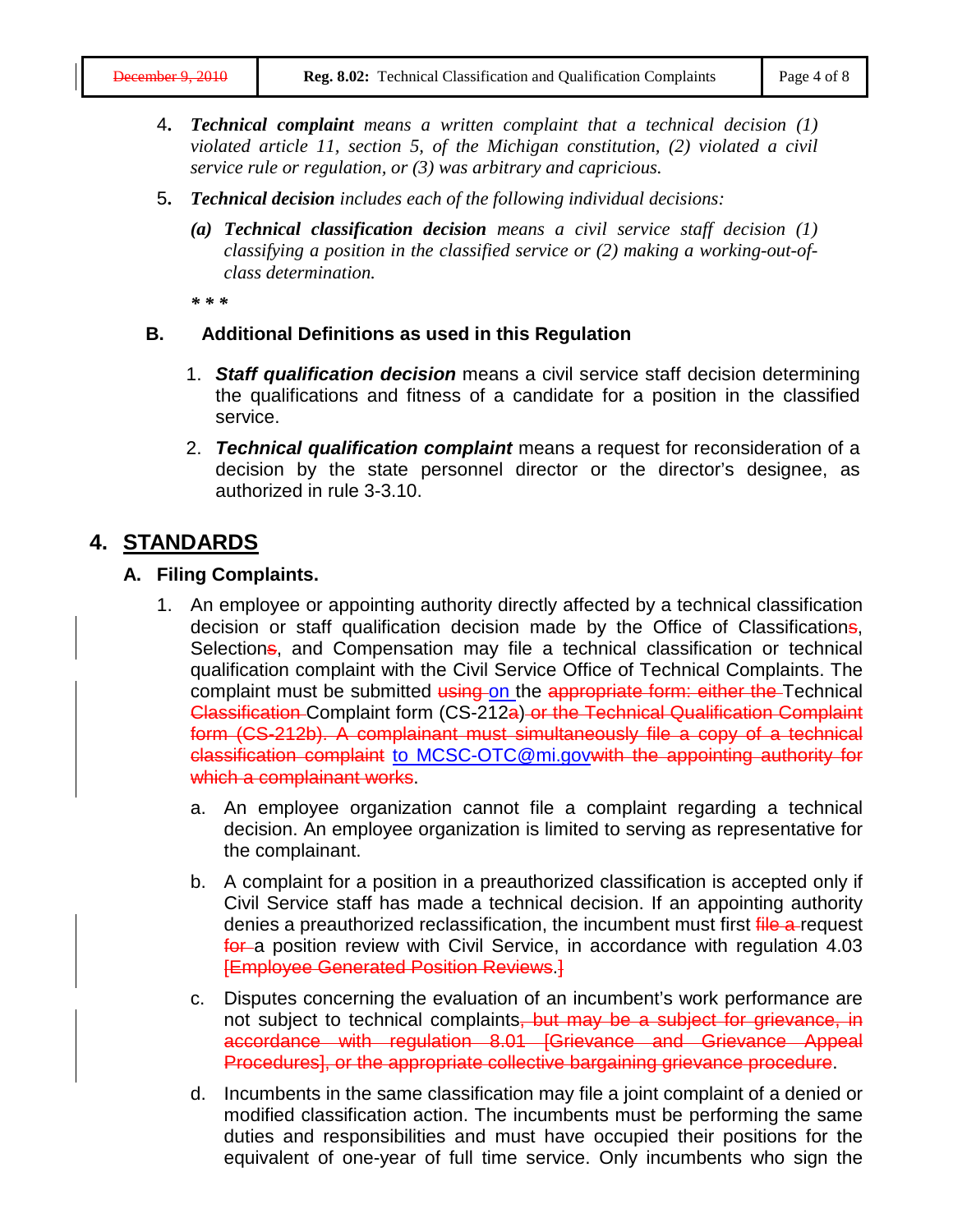4. ***Technical complaint*** *means a written complaint that a technical decision (1) violated article 11, section 5, of the Michigan constitution, (2) violated a civil service rule or regulation, or (3) was arbitrary and capricious.*

5. ***Technical decision*** *includes each of the following individual decisions:*

   ***(a)*** ***Technical classification decision*** *means a civil service staff decision (1) classifying a position in the classified service or (2) making a working-out-of-class determination.*

   ***\* \* \****

### B. Additional Definitions as used in this Regulation

1. ***Staff qualification decision*** means a civil service staff decision determining the qualifications and fitness of a candidate for a position in the classified service.

2. ***Technical qualification complaint*** means a request for reconsideration of a decision by the state personnel director or the director's designee, as authorized in rule 3-3.10.

## 4. STANDARDS

### A. Filing Complaints.

1. An employee or appointing authority directly affected by a technical classification decision or staff qualification decision made by the Office of Classification~~s~~, Selection~~s~~, and Compensation may file a technical classification or technical qualification complaint with the Civil Service Office of Technical Complaints. The complaint must be submitted ~~using~~ on the ~~appropriate form: either the~~ Technical ~~Classification~~ Complaint form (CS-212~~a~~) ~~or the Technical Qualification Complaint form (CS-212b). A complainant must simultaneously file a copy of a technical classification complaint~~ to MCSC-OTC@mi.gov~~with the appointing authority for which a complainant works~~.

   a. An employee organization cannot file a complaint regarding a technical decision. An employee organization is limited to serving as representative for the complainant.

   b. A complaint for a position in a preauthorized classification is accepted only if Civil Service staff has made a technical decision. If an appointing authority denies a preauthorized reclassification, the incumbent must first ~~file a~~ request ~~for~~ a position review with Civil Service, in accordance with regulation 4.03 ~~[Employee Generated Position Reviews.]~~

   c. Disputes concerning the evaluation of an incumbent's work performance are not subject to technical complaints~~, but may be a subject for grievance, in accordance with regulation 8.01 [Grievance and Grievance Appeal Procedures], or the appropriate collective bargaining grievance procedure~~.

   d. Incumbents in the same classification may file a joint complaint of a denied or modified classification action. The incumbents must be performing the same duties and responsibilities and must have occupied their positions for the equivalent of one-year of full time service. Only incumbents who sign the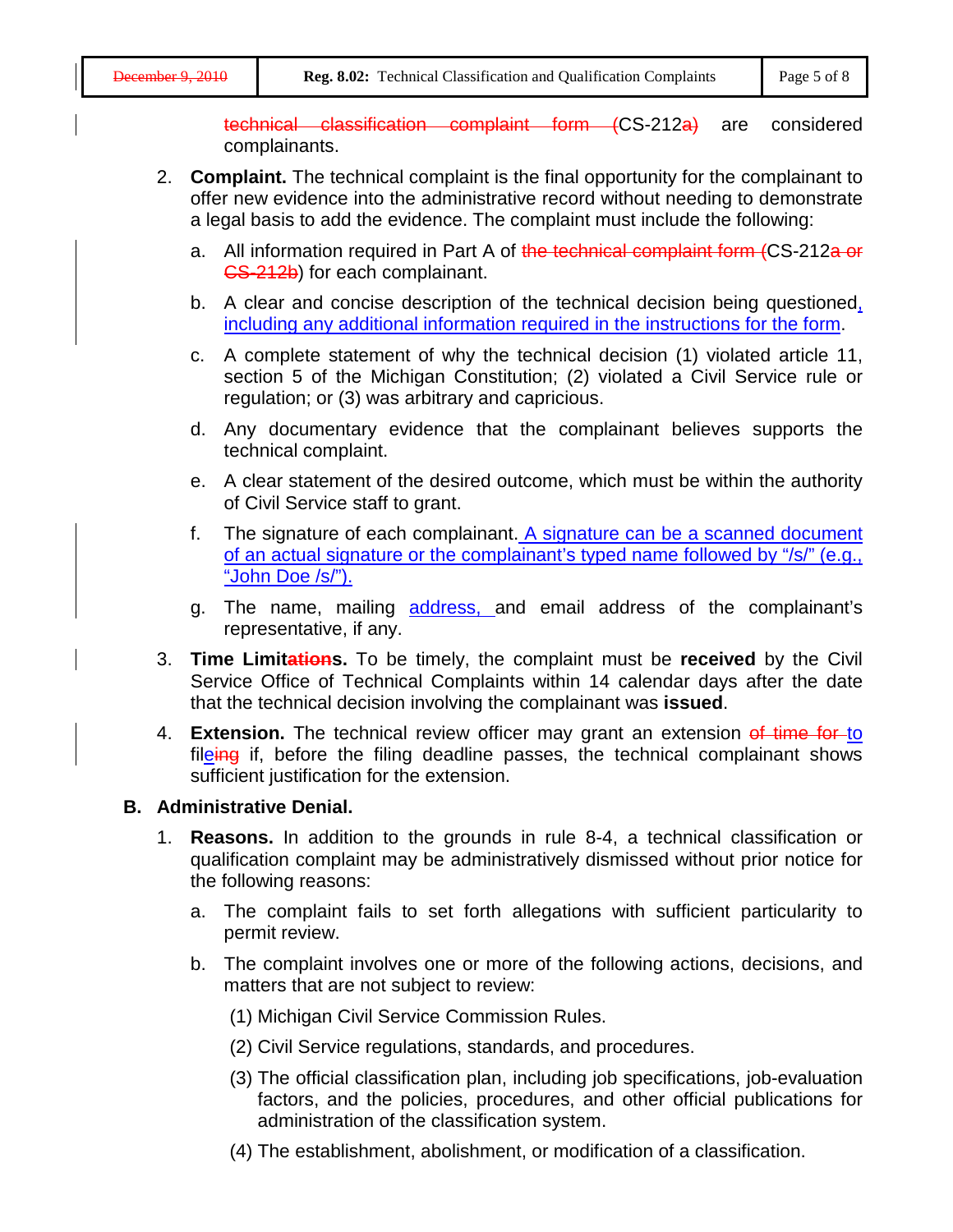~~technical classification complaint form (~~CS-212~~a)~~ are considered complainants.

2. **Complaint.** The technical complaint is the final opportunity for the complainant to offer new evidence into the administrative record without needing to demonstrate a legal basis to add the evidence. The complaint must include the following:

   a. All information required in Part A of ~~the technical complaint form (~~CS-212~~a or CS-212b~~) for each complainant.

   b. A clear and concise description of the technical decision being questioned, including any additional information required in the instructions for the form.

   c. A complete statement of why the technical decision (1) violated article 11, section 5 of the Michigan Constitution; (2) violated a Civil Service rule or regulation; or (3) was arbitrary and capricious.

   d. Any documentary evidence that the complainant believes supports the technical complaint.

   e. A clear statement of the desired outcome, which must be within the authority of Civil Service staff to grant.

   f. The signature of each complainant. A signature can be a scanned document of an actual signature or the complainant's typed name followed by "/s/" (e.g., "John Doe /s/").

   g. The name, mailing address, and email address of the complainant's representative, if any.

3. **Time Limit~~ation~~s.** To be timely, the complaint must be **received** by the Civil Service Office of Technical Complaints within 14 calendar days after the date that the technical decision involving the complainant was **issued**.

4. **Extension.** The technical review officer may grant an extension ~~of time for~~ to file~~ing~~ if, before the filing deadline passes, the technical complainant shows sufficient justification for the extension.

### B. Administrative Denial.

1. **Reasons.** In addition to the grounds in rule 8-4, a technical classification or qualification complaint may be administratively dismissed without prior notice for the following reasons:

   a. The complaint fails to set forth allegations with sufficient particularity to permit review.

   b. The complaint involves one or more of the following actions, decisions, and matters that are not subject to review:

      (1) Michigan Civil Service Commission Rules.

      (2) Civil Service regulations, standards, and procedures.

      (3) The official classification plan, including job specifications, job-evaluation factors, and the policies, procedures, and other official publications for administration of the classification system.

      (4) The establishment, abolishment, or modification of a classification.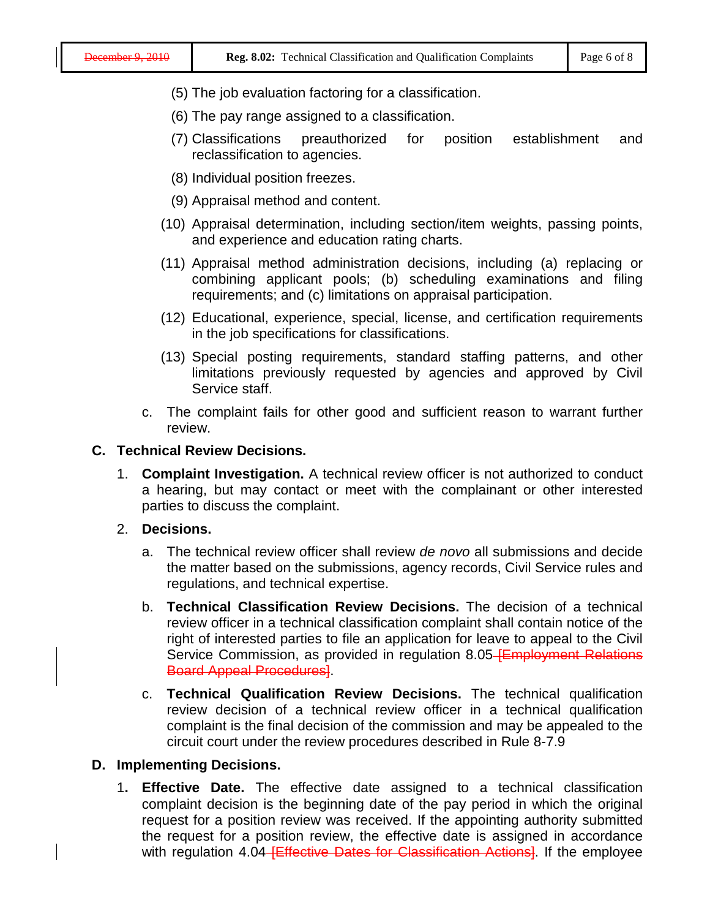(5) The job evaluation factoring for a classification.

(6) The pay range assigned to a classification.

(7) Classifications preauthorized for position establishment and reclassification to agencies.

(8) Individual position freezes.

(9) Appraisal method and content.

(10) Appraisal determination, including section/item weights, passing points, and experience and education rating charts.

(11) Appraisal method administration decisions, including (a) replacing or combining applicant pools; (b) scheduling examinations and filing requirements; and (c) limitations on appraisal participation.

(12) Educational, experience, special, license, and certification requirements in the job specifications for classifications.

(13) Special posting requirements, standard staffing patterns, and other limitations previously requested by agencies and approved by Civil Service staff.

c. The complaint fails for other good and sufficient reason to warrant further review.

**C. Technical Review Decisions.**

1. **Complaint Investigation.** A technical review officer is not authorized to conduct a hearing, but may contact or meet with the complainant or other interested parties to discuss the complaint.

2. **Decisions.**

   a. The technical review officer shall review *de novo* all submissions and decide the matter based on the submissions, agency records, Civil Service rules and regulations, and technical expertise.

   b. **Technical Classification Review Decisions.** The decision of a technical review officer in a technical classification complaint shall contain notice of the right of interested parties to file an application for leave to appeal to the Civil Service Commission, as provided in regulation 8.05 ~~[Employment Relations Board Appeal Procedures]~~.

   c. **Technical Qualification Review Decisions.** The technical qualification review decision of a technical review officer in a technical qualification complaint is the final decision of the commission and may be appealed to the circuit court under the review procedures described in Rule 8-7.9

**D. Implementing Decisions.**

1. **Effective Date.** The effective date assigned to a technical classification complaint decision is the beginning date of the pay period in which the original request for a position review was received. If the appointing authority submitted the request for a position review, the effective date is assigned in accordance with regulation 4.04 ~~[Effective Dates for Classification Actions]~~. If the employee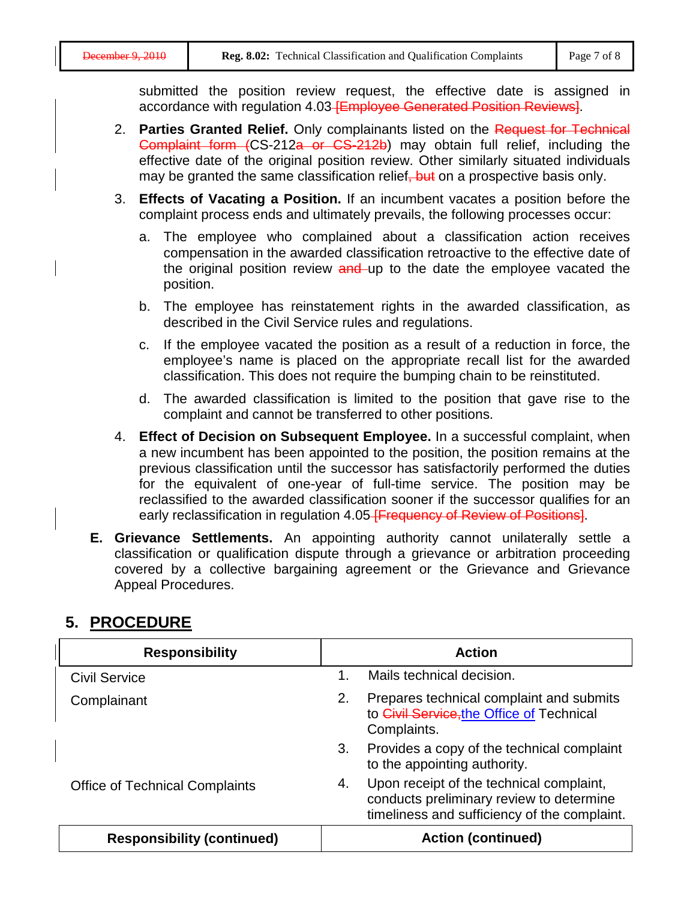submitted the position review request, the effective date is assigned in accordance with regulation 4.03 ~~[Employee Generated Position Reviews]~~.

2. **Parties Granted Relief.** Only complainants listed on the ~~Request for Technical Complaint form (~~CS-212~~a or CS-212b~~) may obtain full relief, including the effective date of the original position review. Other similarly situated individuals may be granted the same classification relief~~, but~~ on a prospective basis only.

3. **Effects of Vacating a Position.** If an incumbent vacates a position before the complaint process ends and ultimately prevails, the following processes occur:

   a. The employee who complained about a classification action receives compensation in the awarded classification retroactive to the effective date of the original position review ~~and~~ up to the date the employee vacated the position.

   b. The employee has reinstatement rights in the awarded classification, as described in the Civil Service rules and regulations.

   c. If the employee vacated the position as a result of a reduction in force, the employee's name is placed on the appropriate recall list for the awarded classification. This does not require the bumping chain to be reinstituted.

   d. The awarded classification is limited to the position that gave rise to the complaint and cannot be transferred to other positions.

4. **Effect of Decision on Subsequent Employee.** In a successful complaint, when a new incumbent has been appointed to the position, the position remains at the previous classification until the successor has satisfactorily performed the duties for the equivalent of one-year of full-time service. The position may be reclassified to the awarded classification sooner if the successor qualifies for an early reclassification in regulation 4.05 ~~[Frequency of Review of Positions]~~.

**E. Grievance Settlements.** An appointing authority cannot unilaterally settle a classification or qualification dispute through a grievance or arbitration proceeding covered by a collective bargaining agreement or the Grievance and Grievance Appeal Procedures.

## 5. PROCEDURE

| Responsibility | Action |
|---|---|
| Civil Service | 1. Mails technical decision. |
| Complainant | 2. Prepares technical complaint and submits to ~~Civil Service,~~ the Office of Technical Complaints. |
| | 3. Provides a copy of the technical complaint to the appointing authority. |
| Office of Technical Complaints | 4. Upon receipt of the technical complaint, conducts preliminary review to determine timeliness and sufficiency of the complaint. |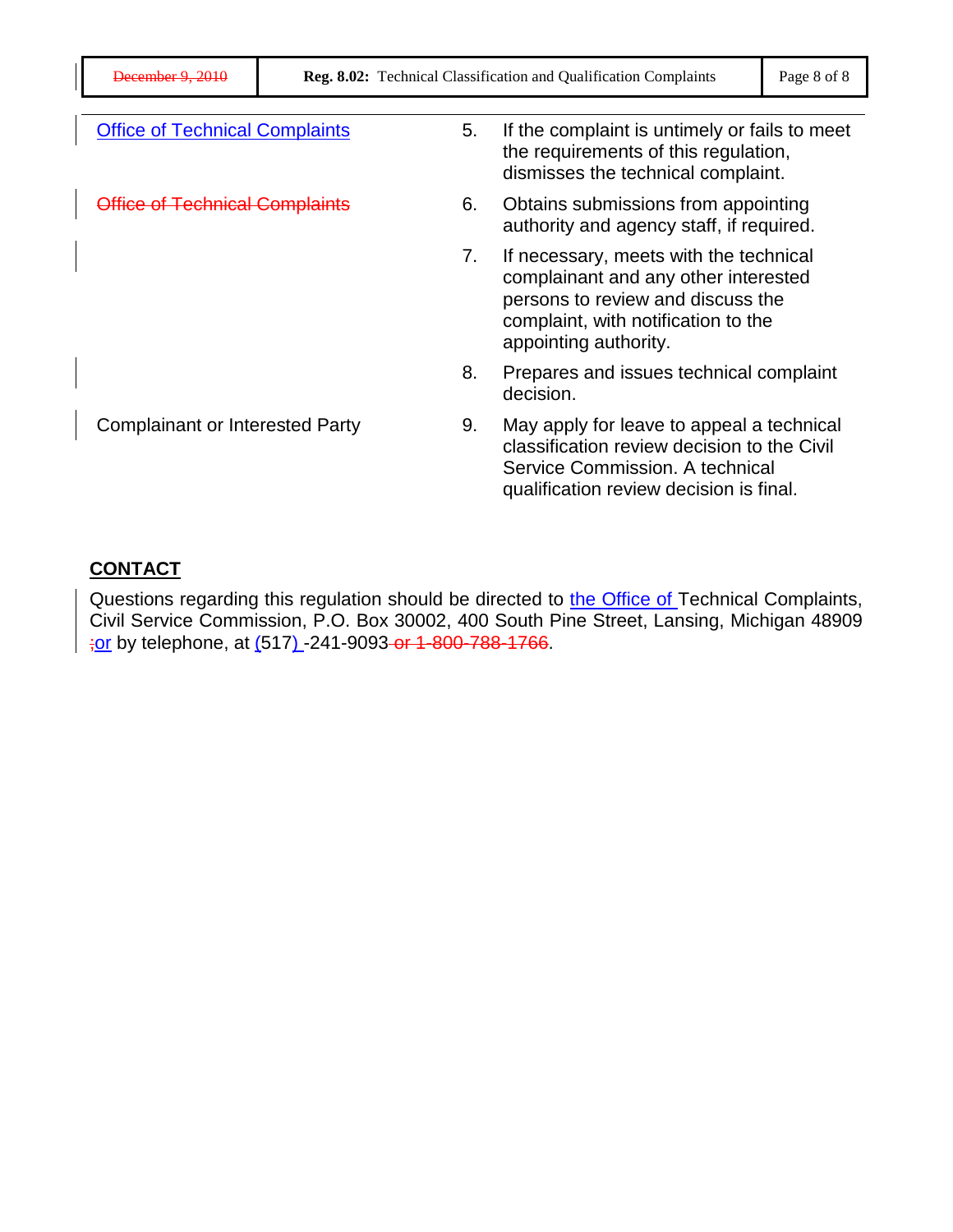| | | |
|---|---|---|
| Office of Technical Complaints | 5. | If the complaint is untimely or fails to meet the requirements of this regulation, dismisses the technical complaint. |
| Office of Technical Complaints | 6. | Obtains submissions from appointing authority and agency staff, if required. |
| | 7. | If necessary, meets with the technical complainant and any other interested persons to review and discuss the complaint, with notification to the appointing authority. |
| | 8. | Prepares and issues technical complaint decision. |
| Complainant or Interested Party | 9. | May apply for leave to appeal a technical classification review decision to the Civil Service Commission. A technical qualification review decision is final. |

## CONTACT

Questions regarding this regulation should be directed to the Office of Technical Complaints, Civil Service Commission, P.O. Box 30002, 400 South Pine Street, Lansing, Michigan 48909 ;or by telephone, at (517) -241-9093 or 1-800-788-1766.